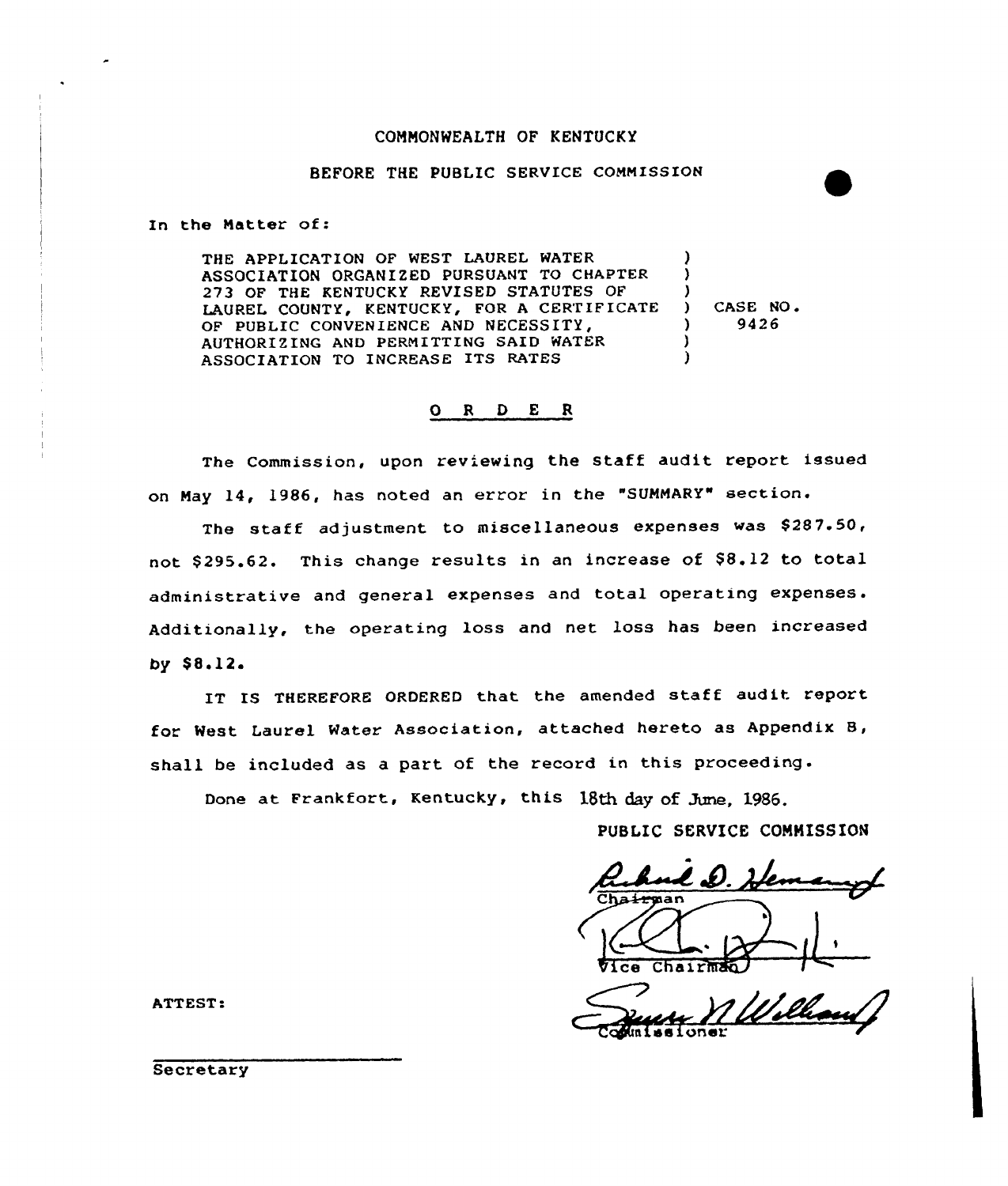COMMONWEALTH OF KENTUCKY

BEFORE THE PUBLIC SERVICE COMMISSION

In the Matter of:

| | | |
|---|---|---|
| THE APPLICATION OF WEST LAUREL WATER ASSOCIATION ORGANIZED PURSUANT TO CHAPTER 273 OF THE KENTUCKY REVISED STATUTES OF LAUREL COUNTY, KENTUCKY, FOR A CERTIFICATE OF PUBLIC CONVENIENCE AND NECESSITY, AUTHORIZING AND PERMITTING SAID WATER ASSOCIATION TO INCREASE ITS RATES | ) | CASE NO. 9426 |

## O R D E R

The Commission, upon reviewing the staff audit report issued on May 14, 1986, has noted an error in the "SUMMARY" section.

The staff adjustment to miscellaneous expenses was $287.50, not $295.62. This change results in an increase of $8.12 to total administrative and general expenses and total operating expenses. Additionally, the operating loss and net loss has been increased by $8.12.

IT IS THEREFORE ORDERED that the amended staff audit report for West Laurel Water Association, attached hereto as Appendix B, shall be included as a part of the record in this proceeding.

Done at Frankfort, Kentucky, this 18th day of June, 1986.

PUBLIC SERVICE COMMISSION

Chairman

Vice Chairman

Commissioner

ATTEST:

Secretary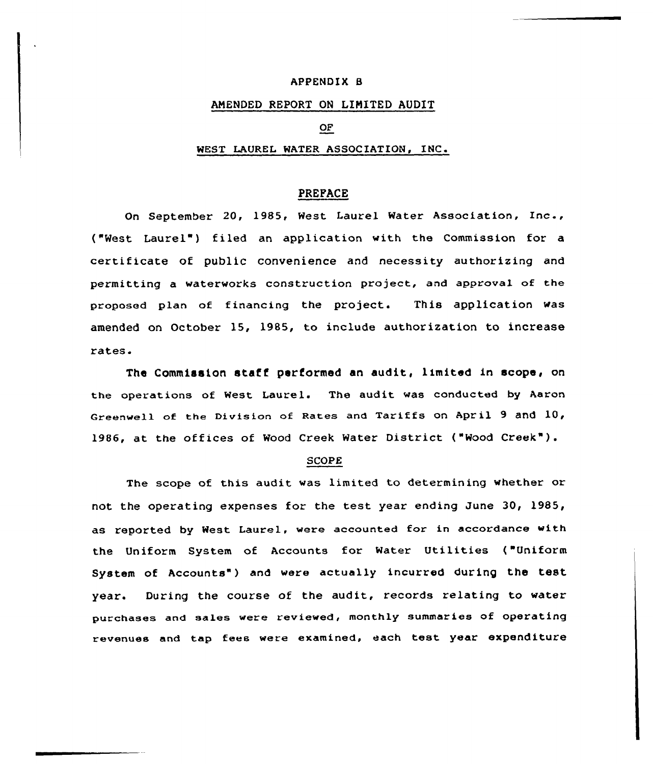# APPENDIX B

## AMENDED REPORT ON LIMITED AUDIT

## OF

## WEST LAUREL WATER ASSOCIATION, INC.

### PREFACE

On September 20, 1985, West Laurel Water Association, Inc., ("West Laurel") filed an application with the Commission for a certificate of public convenience and necessity authorizing and permitting a waterworks construction project, and approval of the proposed plan of financing the project. This application was amended on October 15, 1985, to include authorization to increase rates.

The Commission staff performed an audit, limited in scope, on the operations of West Laurel. The audit was conducted by Aaron Greenwell of the Division of Rates and Tariffs on April 9 and 10, 1986, at the offices of Wood Creek Water District ("Wood Creek").

### SCOPE

The scope of this audit was limited to determining whether or not the operating expenses for the test year ending June 30, 1985, as reported by West Laurel, were accounted for in accordance with the Uniform System of Accounts for Water Utilities ("Uniform System of Accounts") and were actually incurred during the test year. During the course of the audit, records relating to water purchases and sales were reviewed, monthly summaries of operating revenues and tap fees were examined, each test year expenditure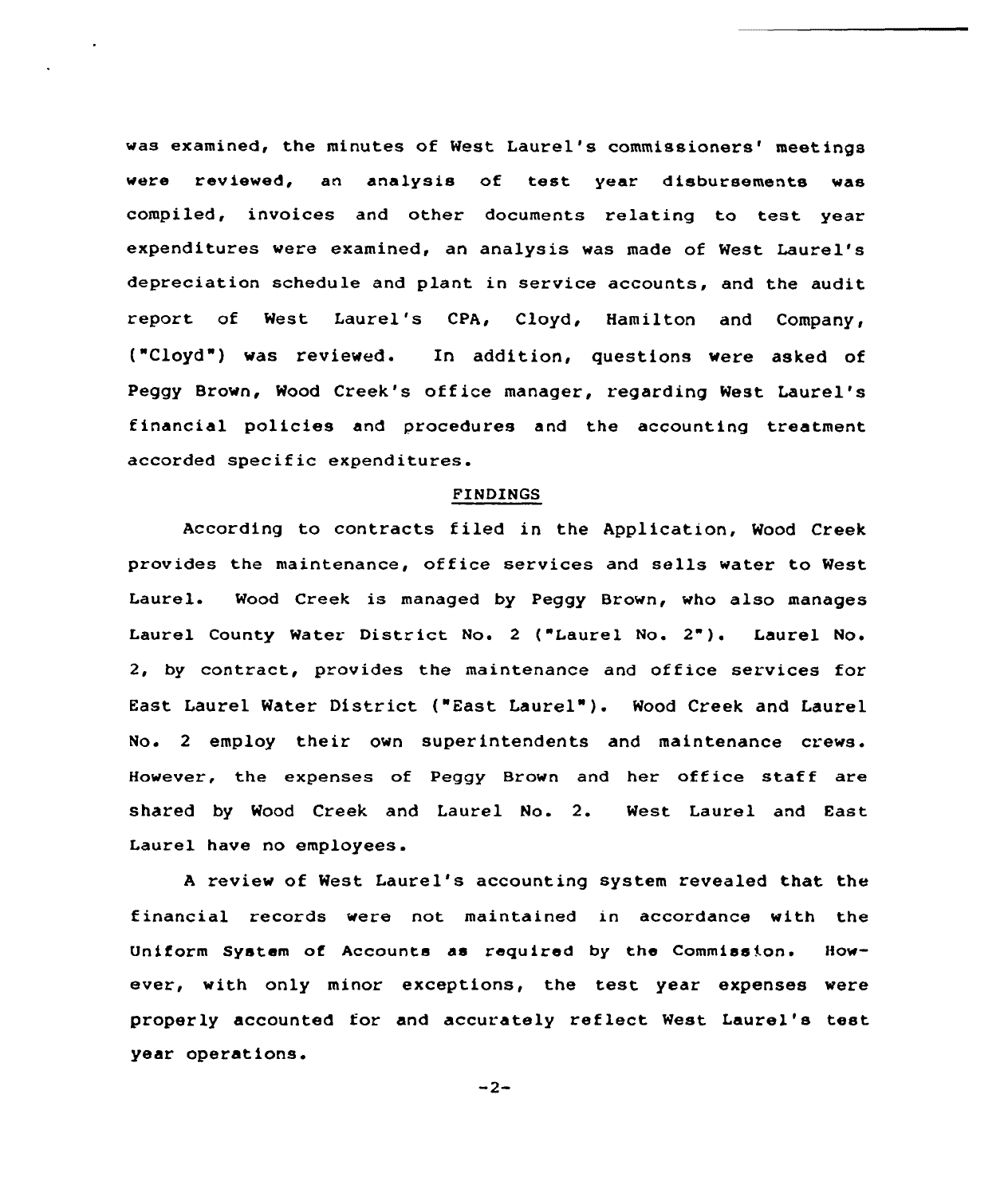was examined, the minutes of West Laurel's commissioners' meetings were reviewed, an analysis of test year disbursements was compiled, invoices and other documents relating to test year expenditures were examined, an analysis was made of West Laurel's depreciation schedule and plant in service accounts, and the audit report of West Laurel's CPA, Cloyd, Hamilton and Company, ("Cloyd") was reviewed. In addition, questions were asked of Peggy Brown, Wood Creek's office manager, regarding West Laurel's financial policies and procedures and the accounting treatment accorded specific expenditures.

## FINDINGS

According to contracts filed in the Application, Wood Creek provides the maintenance, office services and sells water to West Laurel. Wood Creek is managed by Peggy Brown, who also manages Laurel County Water District No. 2 ("Laurel No. 2"). Laurel No. 2, by contract, provides the maintenance and office services for East Laurel Water District ("East Laurel"). Wood Creek and Laurel No. 2 employ their own superintendents and maintenance crews. However, the expenses of Peggy Brown and her office staff are shared by Wood Creek and Laurel No. 2. West Laurel and East Laurel have no employees.

A review of West Laurel's accounting system revealed that the financial records were not maintained in accordance with the Uniform System of Accounts as required by the Commission. However, with only minor exceptions, the test year expenses were properly accounted for and accurately reflect West Laurel's test year operations.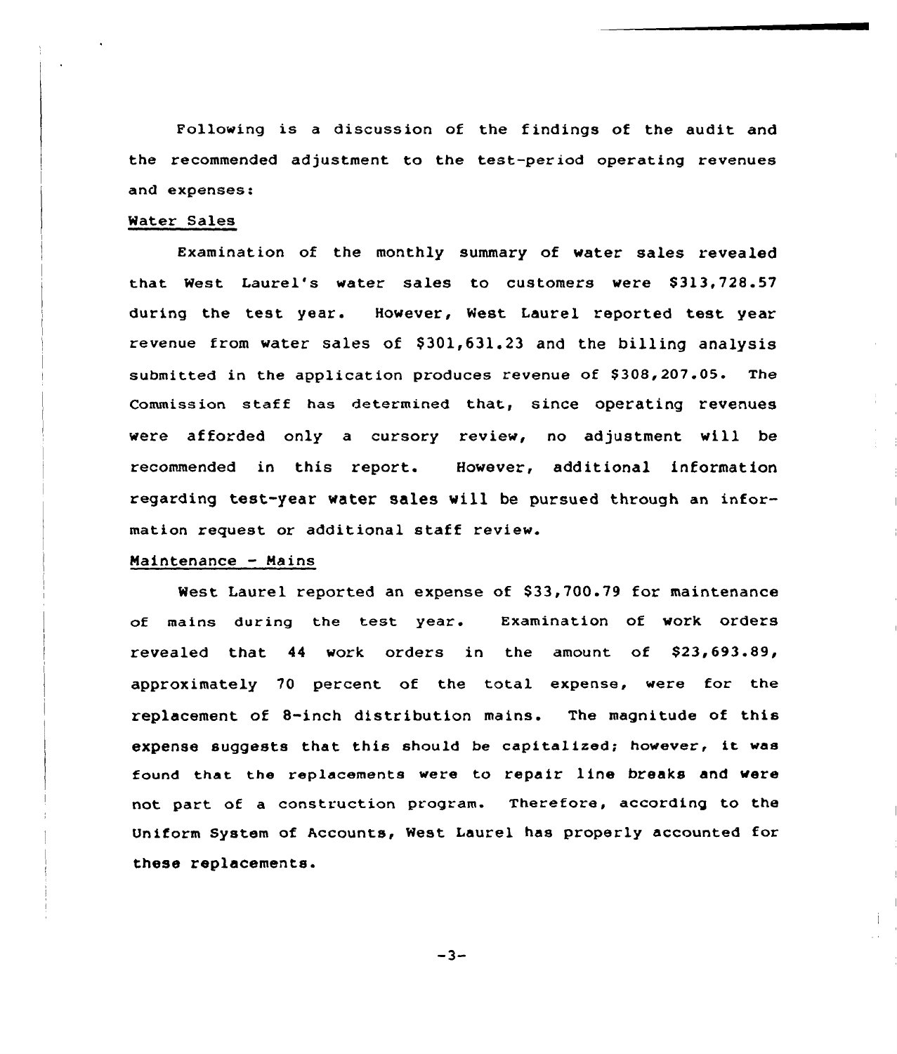Following is a discussion of the findings of the audit and the recommended adjustment to the test-period operating revenues and expenses:

Water Sales

Examination of the monthly summary of water sales revealed that West Laurel's water sales to customers were $313,728.57 during the test year. However, West Laurel reported test year revenue from water sales of $301,631.23 and the billing analysis submitted in the application produces revenue of $308,207.05. The Commission staff has determined that, since operating revenues were afforded only a cursory review, no adjustment will be recommended in this report. However, additional information regarding test-year water sales will be pursued through an information request or additional staff review.

Maintenance - Mains

West Laurel reported an expense of $33,700.79 for maintenance of mains during the test year. Examination of work orders revealed that 44 work orders in the amount of $23,693.89, approximately 70 percent of the total expense, were for the replacement of 8-inch distribution mains. The magnitude of this expense suggests that this should be capitalized; however, it was found that the replacements were to repair line breaks and were not part of a construction program. Therefore, according to the Uniform System of Accounts, West Laurel has properly accounted for these replacements.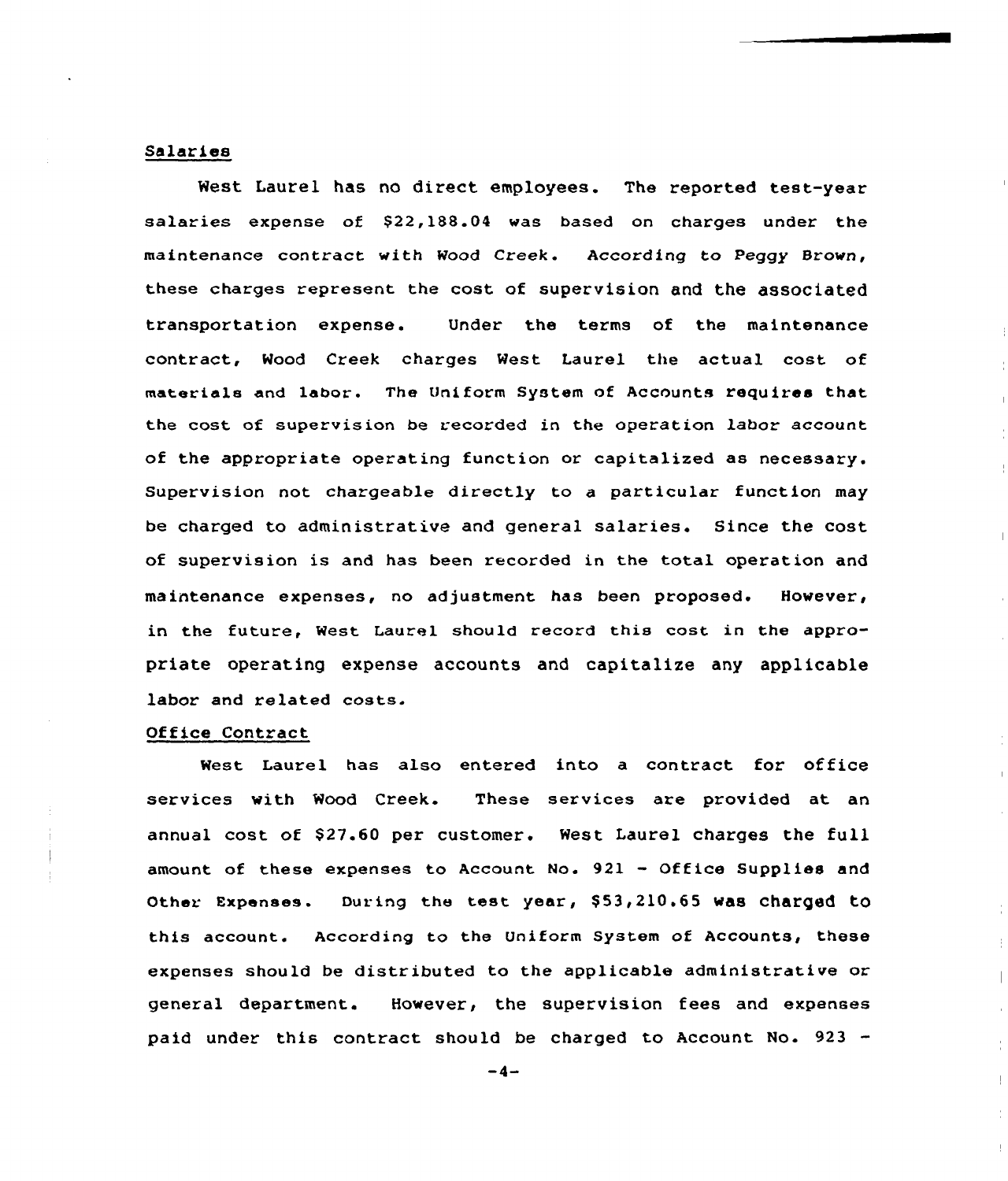Salaries

West Laurel has no direct employees. The reported test-year salaries expense of $22,188.04 was based on charges under the maintenance contract with Wood Creek. According to Peggy Brown, these charges represent the cost of supervision and the associated transportation expense. Under the terms of the maintenance contract, Wood Creek charges West Laurel the actual cost of materials and labor. The Uniform System of Accounts requires that the cost of supervision be recorded in the operation labor account of the appropriate operating function or capitalized as necessary. Supervision not chargeable directly to a particular function may be charged to administrative and general salaries. Since the cost of supervision is and has been recorded in the total operation and maintenance expenses, no adjustment has been proposed. However, in the future, West Laurel should record this cost in the appropriate operating expense accounts and capitalize any applicable labor and related costs.

Office Contract

West Laurel has also entered into a contract for office services with Wood Creek. These services are provided at an annual cost of $27.60 per customer. West Laurel charges the full amount of these expenses to Account No. 921 - Office Supplies and Other Expenses. During the test year, $53,210.65 was charged to this account. According to the Uniform System of Accounts, these expenses should be distributed to the applicable administrative or general department. However, the supervision fees and expenses paid under this contract should be charged to Account No. 923 -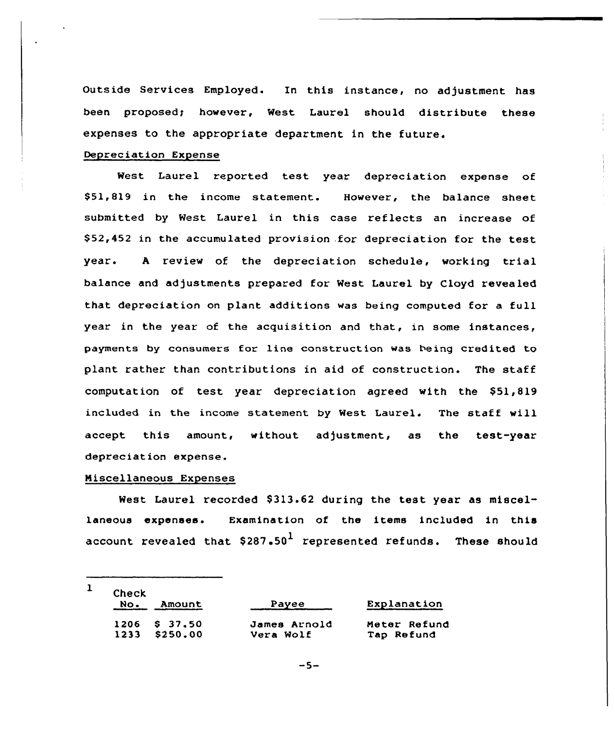Outside Services Employed. In this instance, no adjustment has been proposed; however, West Laurel should distribute these expenses to the appropriate department in the future.

Depreciation Expense

West Laurel reported test year depreciation expense of $51,819 in the income statement. However, the balance sheet submitted by West Laurel in this case reflects an increase of $52,452 in the accumulated provision for depreciation for the test year. A review of the depreciation schedule, working trial balance and adjustments prepared for West Laurel by Cloyd revealed that depreciation on plant additions was being computed for a full year in the year of the acquisition and that, in some instances, payments by consumers for line construction was being credited to plant rather than contributions in aid of construction. The staff computation of test year depreciation agreed with the $51,819 included in the income statement by West Laurel. The staff will accept this amount, without adjustment, as the test-year depreciation expense.

Miscellaneous Expenses

West Laurel recorded $313.62 during the test year as miscellaneous expenses. Examination of the items included in this account revealed that $287.50[1] represented refunds. These should

---

[1]

| Check No. | Amount | Payee | Explanation |
|---|---|---|---|
| 1206 | $ 37.50 | James Arnold | Meter Refund |
| 1233 | $250.00 | Vera Wolf | Tap Refund |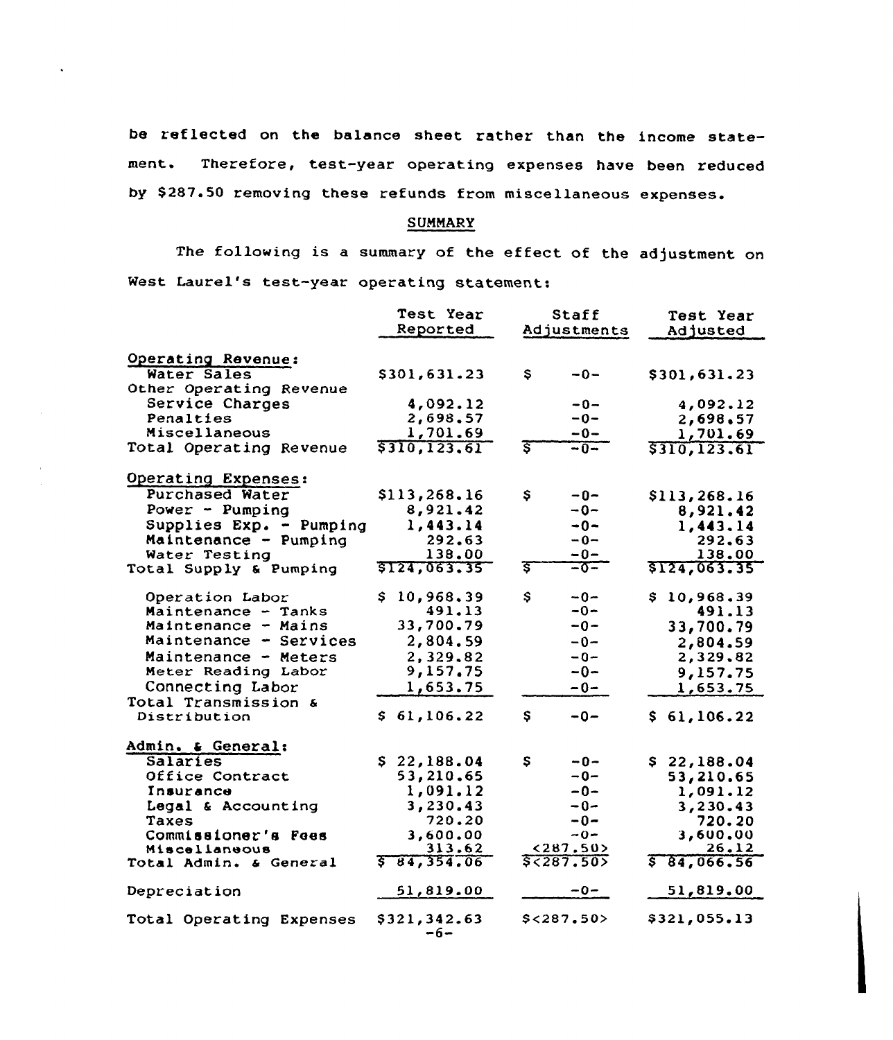be reflected on the balance sheet rather than the income statement. Therefore, test-year operating expenses have been reduced by $287.50 removing these refunds from miscellaneous expenses.

## SUMMARY

The following is a summary of the effect of the adjustment on West Laurel's test-year operating statement:

| | Test Year Reported | Staff Adjustments | Test Year Adjusted |
|---|---|---|---|
| **Operating Revenue:** | | | |
| Water Sales | $301,631.23 | $ -0- | $301,631.23 |
| Other Operating Revenue | | | |
| Service Charges | 4,092.12 | -0- | 4,092.12 |
| Penalties | 2,698.57 | -0- | 2,698.57 |
| Miscellaneous | 1,701.69 | -0- | 1,701.69 |
| Total Operating Revenue | $310,123.61 | $ -0- | $310,123.61 |
| **Operating Expenses:** | | | |
| Purchased Water | $113,268.16 | $ -0- | $113,268.16 |
| Power - Pumping | 8,921.42 | -0- | 8,921.42 |
| Supplies Exp. - Pumping | 1,443.14 | -0- | 1,443.14 |
| Maintenance - Pumping | 292.63 | -0- | 292.63 |
| Water Testing | 138.00 | -0- | 138.00 |
| Total Supply & Pumping | $124,063.35 | $ -0- | $124,063.35 |
| Operation Labor | $ 10,968.39 | $ -0- | $ 10,968.39 |
| Maintenance - Tanks | 491.13 | -0- | 491.13 |
| Maintenance - Mains | 33,700.79 | -0- | 33,700.79 |
| Maintenance - Services | 2,804.59 | -0- | 2,804.59 |
| Maintenance - Meters | 2,329.82 | -0- | 2,329.82 |
| Meter Reading Labor | 9,157.75 | -0- | 9,157.75 |
| Connecting Labor | 1,653.75 | -0- | 1,653.75 |
| Total Transmission & Distribution | $ 61,106.22 | $ -0- | $ 61,106.22 |
| **Admin. & General:** | | | |
| Salaries | $ 22,188.04 | $ -0- | $ 22,188.04 |
| Office Contract | 53,210.65 | -0- | 53,210.65 |
| Insurance | 1,091.12 | -0- | 1,091.12 |
| Legal & Accounting | 3,230.43 | -0- | 3,230.43 |
| Taxes | 720.20 | -0- | 720.20 |
| Commissioner's Fees | 3,600.00 | -0- | 3,600.00 |
| Miscellaneous | 313.62 | <287.50> | 26.12 |
| Total Admin. & General | $ 84,354.06 | $<287.50> | $ 84,066.56 |
| Depreciation | 51,819.00 | -0- | 51,819.00 |
| Total Operating Expenses | $321,342.63 | $<287.50> | $321,055.13 |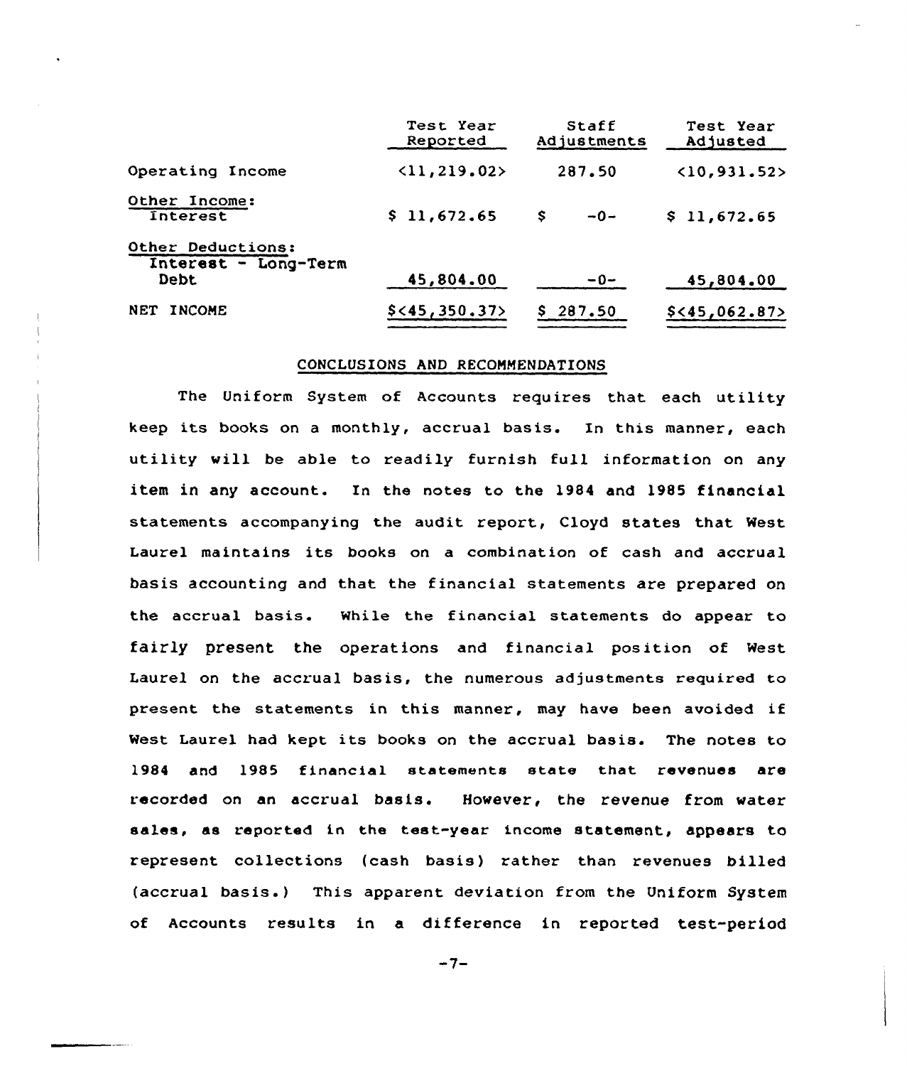| | Test Year Reported | Staff Adjustments | Test Year Adjusted |
|---|---|---|---|
| Operating Income | <11,219.02> | 287.50 | <10,931.52> |
| Other Income: Interest | $ 11,672.65 | $ -0- | $ 11,672.65 |
| Other Deductions: Interest - Long-Term Debt | 45,804.00 | -0- | 45,804.00 |
| NET INCOME | $<45,350.37> | $ 287.50 | $<45,062.87> |

## CONCLUSIONS AND RECOMMENDATIONS

The Uniform System of Accounts requires that each utility keep its books on a monthly, accrual basis. In this manner, each utility will be able to readily furnish full information on any item in any account. In the notes to the 1984 and 1985 financial statements accompanying the audit report, Cloyd states that West Laurel maintains its books on a combination of cash and accrual basis accounting and that the financial statements are prepared on the accrual basis. While the financial statements do appear to fairly present the operations and financial position of West Laurel on the accrual basis, the numerous adjustments required to present the statements in this manner, may have been avoided if West Laurel had kept its books on the accrual basis. The notes to 1984 and 1985 financial statements state that revenues are recorded on an accrual basis. However, the revenue from water sales, as reported in the test-year income statement, appears to represent collections (cash basis) rather than revenues billed (accrual basis.) This apparent deviation from the Uniform System of Accounts results in a difference in reported test-period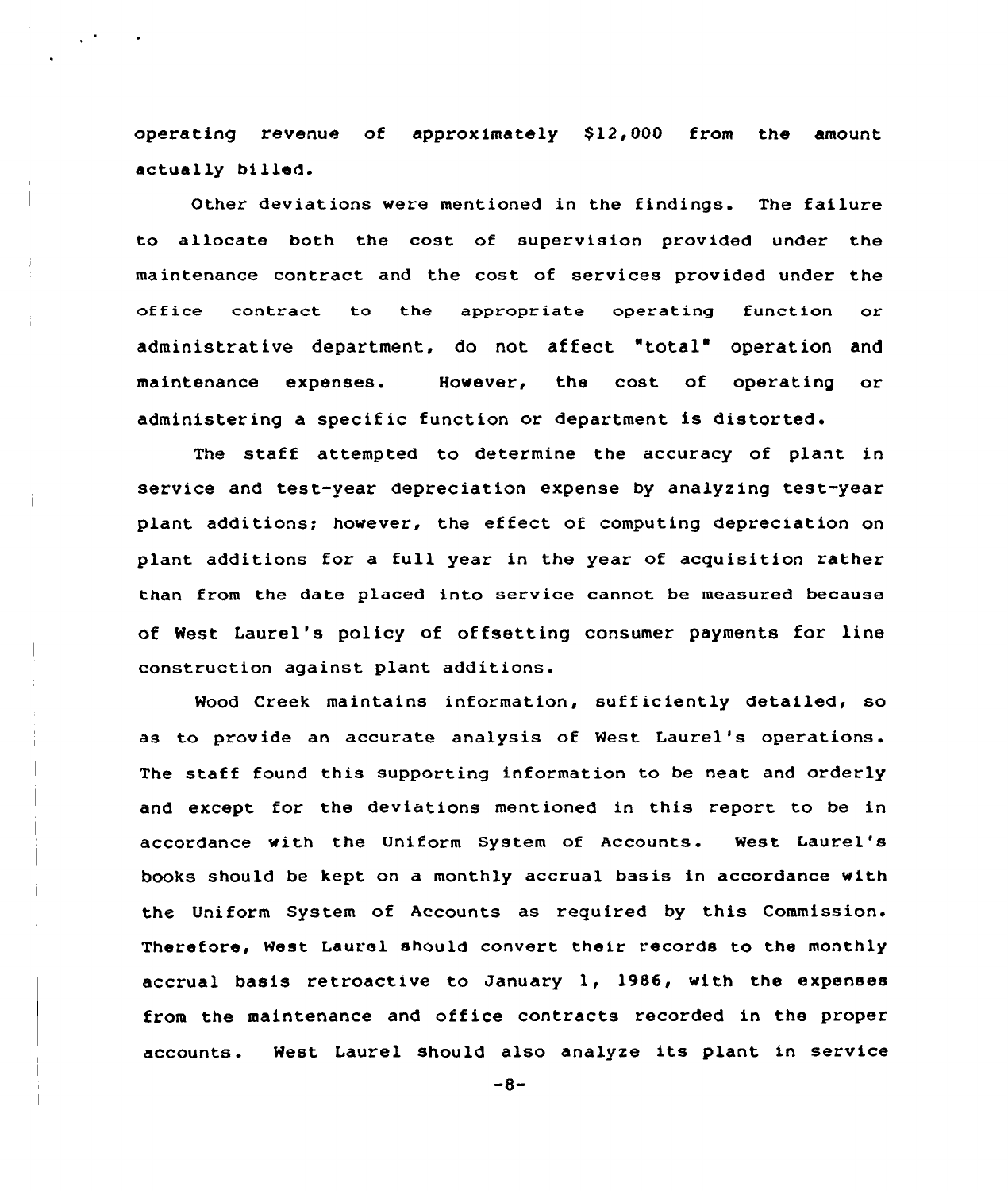operating revenue of approximately $12,000 from the amount actually billed.

Other deviations were mentioned in the findings. The failure to allocate both the cost of supervision provided under the maintenance contract and the cost of services provided under the office contract to the appropriate operating function or administrative department, do not affect "total" operation and maintenance expenses. However, the cost of operating or administering a specific function or department is distorted.

The staff attempted to determine the accuracy of plant in service and test-year depreciation expense by analyzing test-year plant additions; however, the effect of computing depreciation on plant additions for a full year in the year of acquisition rather than from the date placed into service cannot be measured because of West Laurel's policy of offsetting consumer payments for line construction against plant additions.

Wood Creek maintains information, sufficiently detailed, so as to provide an accurate analysis of West Laurel's operations. The staff found this supporting information to be neat and orderly and except for the deviations mentioned in this report to be in accordance with the Uniform System of Accounts. West Laurel's books should be kept on a monthly accrual basis in accordance with the Uniform System of Accounts as required by this Commission. Therefore, West Laurel should convert their records to the monthly accrual basis retroactive to January 1, 1986, with the expenses from the maintenance and office contracts recorded in the proper accounts. West Laurel should also analyze its plant in service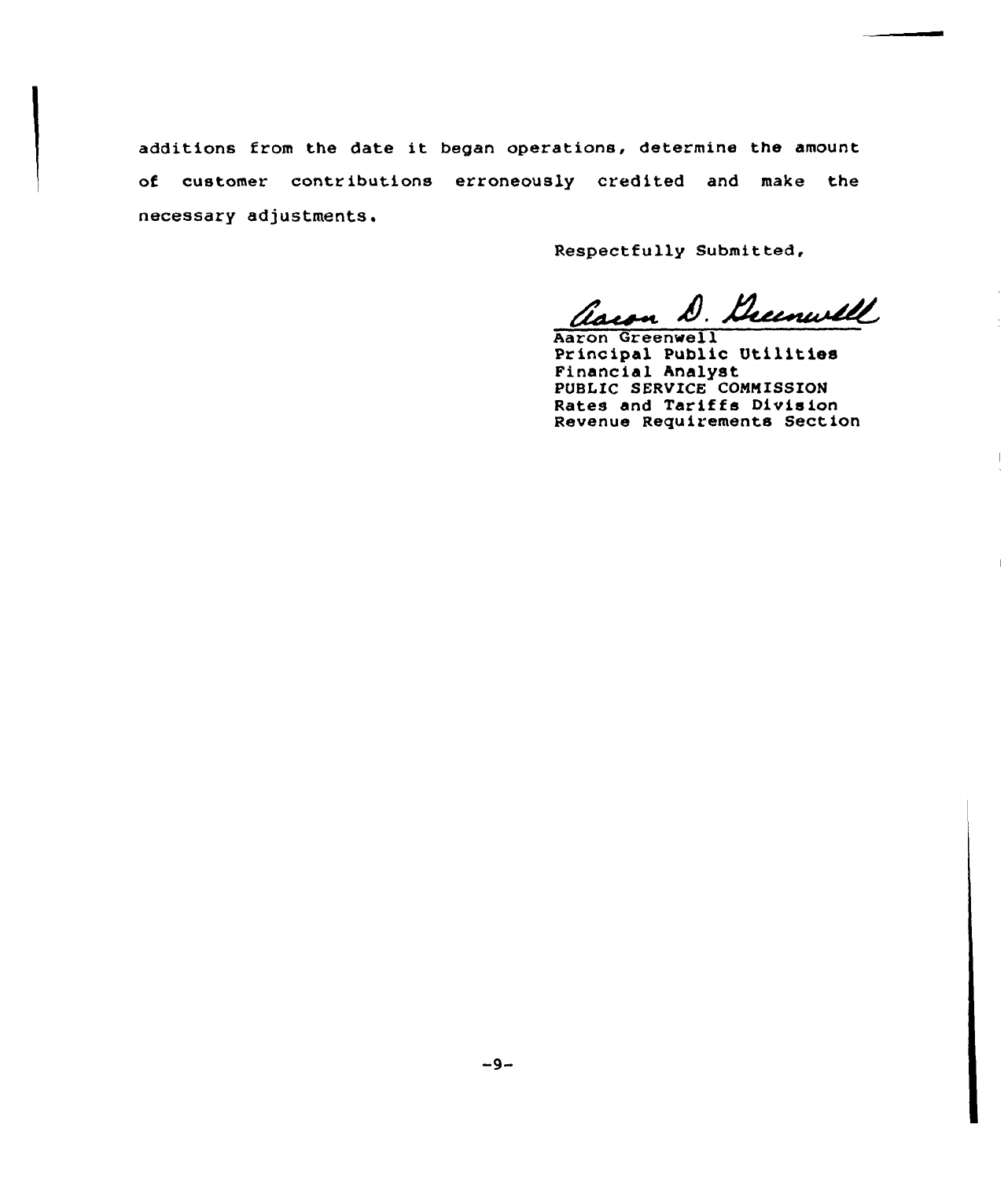additions from the date it began operations, determine the amount of customer contributions erroneously credited and make the necessary adjustments.

Respectfully Submitted,

Aaron D. Greenwell

Aaron Greenwell
Principal Public Utilities
Financial Analyst
PUBLIC SERVICE COMMISSION
Rates and Tariffs Division
Revenue Requirements Section